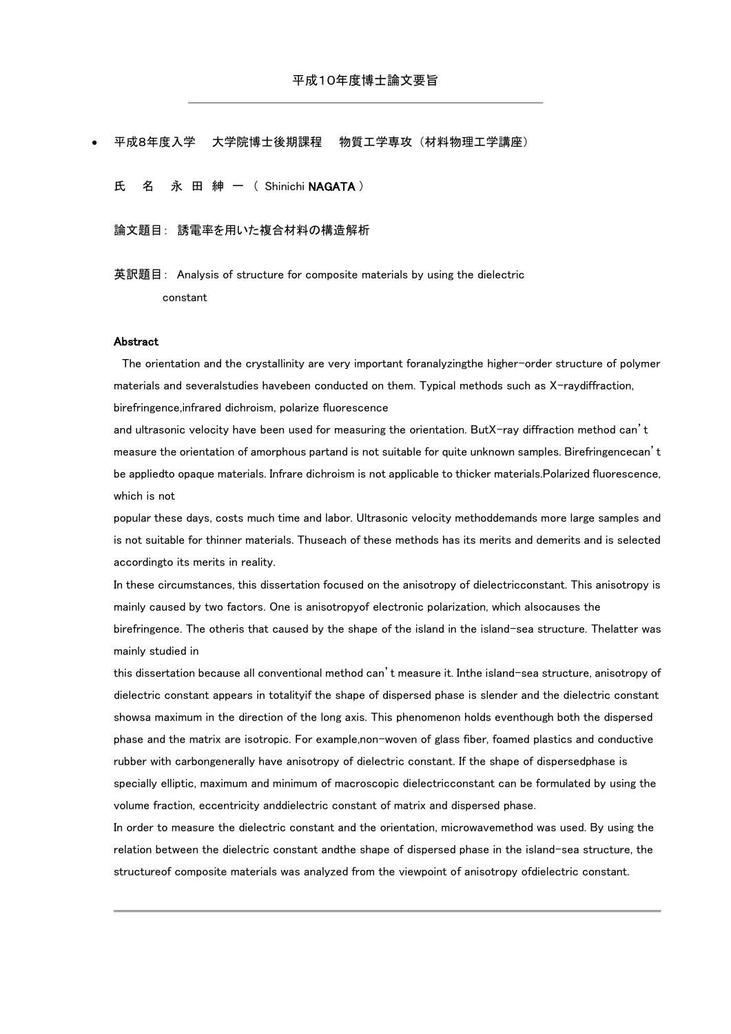# 平成10年度博士論文要旨

---

- 平成8年度入学　大学院博士後期課程　物質工学専攻（材料物理工学講座）

氏　名　永 田 紳 一 （ Shinichi **NAGATA** ）

論文題目：誘電率を用いた複合材料の構造解析

英訳題目：Analysis of structure for composite materials by using the dielectric constant

**Abstract**

The orientation and the crystallinity are very important foranalyzingthe higher-order structure of polymer materials and severalstudies havebeen conducted on them. Typical methods such as X-raydiffraction, birefringence,infrared dichroism, polarize fluorescence and ultrasonic velocity have been used for measuring the orientation. ButX-ray diffraction method can't measure the orientation of amorphous partand is not suitable for quite unknown samples. Birefringencecan't be appliedto opaque materials. Infrare dichroism is not applicable to thicker materials.Polarized fluorescence, which is not popular these days, costs much time and labor. Ultrasonic velocity methoddemands more large samples and is not suitable for thinner materials. Thuseach of these methods has its merits and demerits and is selected accordingto its merits in reality.

In these circumstances, this dissertation focused on the anisotropy of dielectricconstant. This anisotropy is mainly caused by two factors. One is anisotropyof electronic polarization, which alsocauses the birefringence. The otheris that caused by the shape of the island in the island-sea structure. Thelatter was mainly studied in this dissertation because all conventional method can't measure it. Inthe island-sea structure, anisotropy of dielectric constant appears in totalityif the shape of dispersed phase is slender and the dielectric constant showsa maximum in the direction of the long axis. This phenomenon holds eventhough both the dispersed phase and the matrix are isotropic. For example,non-woven of glass fiber, foamed plastics and conductive rubber with carbongenerally have anisotropy of dielectric constant. If the shape of dispersedphase is specially elliptic, maximum and minimum of macroscopic dielectricconstant can be formulated by using the volume fraction, eccentricity anddielectric constant of matrix and dispersed phase.

In order to measure the dielectric constant and the orientation, microwavemethod was used. By using the relation between the dielectric constant andthe shape of dispersed phase in the island-sea structure, the structureof composite materials was analyzed from the viewpoint of anisotropy ofdielectric constant.

---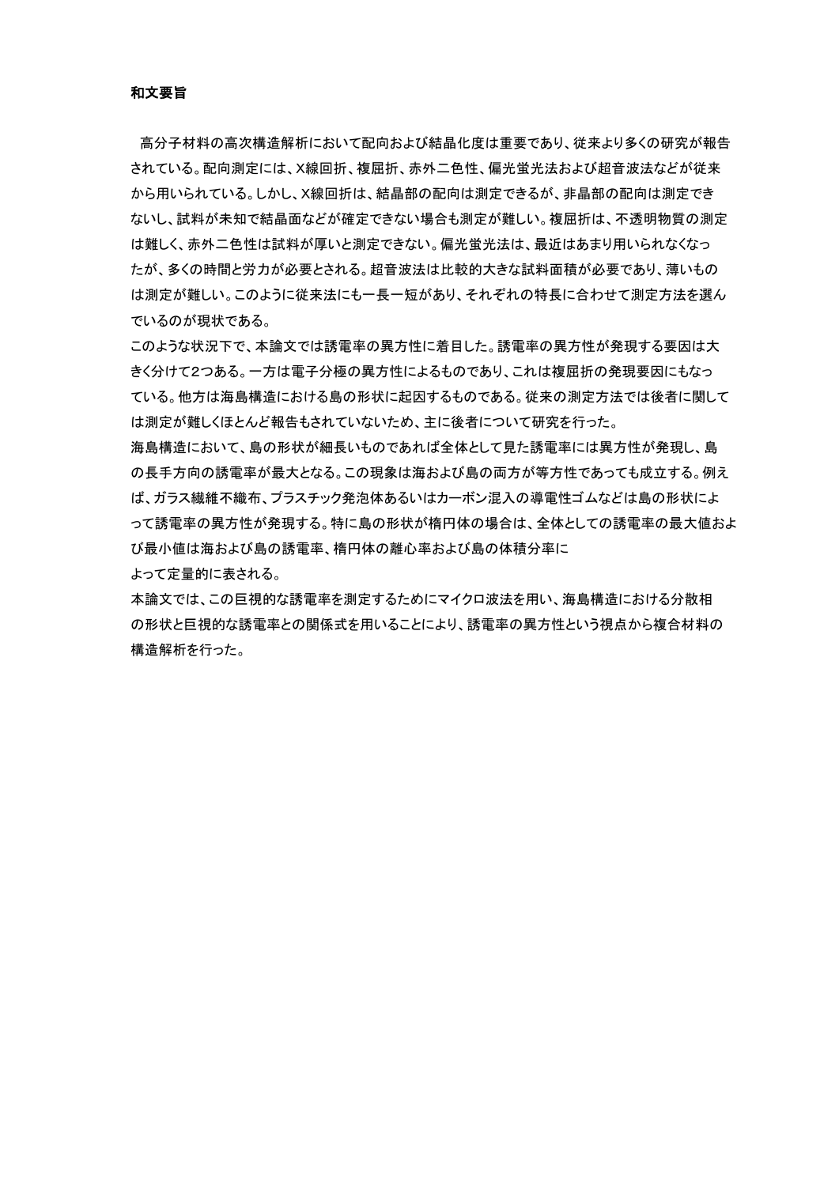**和文要旨**

高分子材料の高次構造解析において配向および結晶化度は重要であり、従来より多くの研究が報告されている。配向測定には、X線回折、複屈折、赤外二色性、偏光蛍光法および超音波法などが従来から用いられている。しかし、X線回折は、結晶部の配向は測定できるが、非晶部の配向は測定できないし、試料が未知で結晶面などが確定できない場合も測定が難しい。複屈折は、不透明物質の測定は難しく、赤外二色性は試料が厚いと測定できない。偏光蛍光法は、最近はあまり用いられなくなったが、多くの時間と労力が必要とされる。超音波法は比較的大きな試料面積が必要であり、薄いものは測定が難しい。このように従来法にも一長一短があり、それぞれの特長に合わせて測定方法を選んでいるのが現状である。

このような状況下で、本論文では誘電率の異方性に着目した。誘電率の異方性が発現する要因は大きく分けて2つある。一方は電子分極の異方性によるものであり、これは複屈折の発現要因にもなっている。他方は海島構造における島の形状に起因するものである。従来の測定方法では後者に関しては測定が難しくほとんど報告もされていないため、主に後者について研究を行った。

海島構造において、島の形状が細長いものであれば全体として見た誘電率には異方性が発現し、島の長手方向の誘電率が最大となる。この現象は海および島の両方が等方性であっても成立する。例えば、ガラス繊維不織布、プラスチック発泡体あるいはカーボン混入の導電性ゴムなどは島の形状によって誘電率の異方性が発現する。特に島の形状が楕円体の場合は、全体としての誘電率の最大値および最小値は海および島の誘電率、楕円体の離心率および島の体積分率によって定量的に表される。

本論文では、この巨視的な誘電率を測定するためにマイクロ波法を用い、海島構造における分散相の形状と巨視的な誘電率との関係式を用いることにより、誘電率の異方性という視点から複合材料の構造解析を行った。